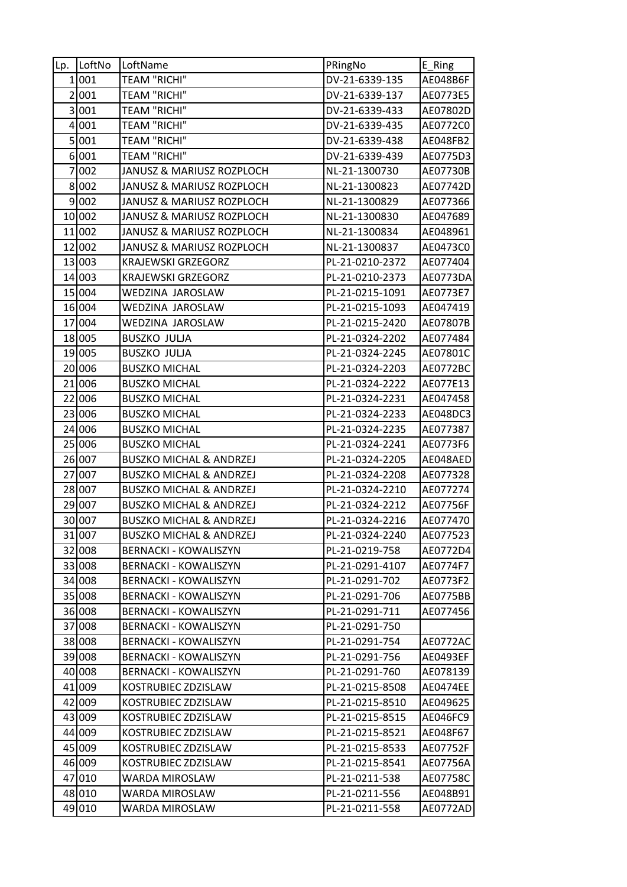| Lp. | LoftNo | LoftName | PRingNo | E_Ring |
|---|---|---|---|---|
| 1 | 001 | TEAM "RICHI" | DV-21-6339-135 | AE048B6F |
| 2 | 001 | TEAM "RICHI" | DV-21-6339-137 | AE0773E5 |
| 3 | 001 | TEAM "RICHI" | DV-21-6339-433 | AE07802D |
| 4 | 001 | TEAM "RICHI" | DV-21-6339-435 | AE0772C0 |
| 5 | 001 | TEAM "RICHI" | DV-21-6339-438 | AE048FB2 |
| 6 | 001 | TEAM "RICHI" | DV-21-6339-439 | AE0775D3 |
| 7 | 002 | JANUSZ & MARIUSZ ROZPLOCH | NL-21-1300730 | AE07730B |
| 8 | 002 | JANUSZ & MARIUSZ ROZPLOCH | NL-21-1300823 | AE07742D |
| 9 | 002 | JANUSZ & MARIUSZ ROZPLOCH | NL-21-1300829 | AE077366 |
| 10 | 002 | JANUSZ & MARIUSZ ROZPLOCH | NL-21-1300830 | AE047689 |
| 11 | 002 | JANUSZ & MARIUSZ ROZPLOCH | NL-21-1300834 | AE048961 |
| 12 | 002 | JANUSZ & MARIUSZ ROZPLOCH | NL-21-1300837 | AE0473C0 |
| 13 | 003 | KRAJEWSKI GRZEGORZ | PL-21-0210-2372 | AE077404 |
| 14 | 003 | KRAJEWSKI GRZEGORZ | PL-21-0210-2373 | AE0773DA |
| 15 | 004 | WEDZINA JAROSLAW | PL-21-0215-1091 | AE0773E7 |
| 16 | 004 | WEDZINA JAROSLAW | PL-21-0215-1093 | AE047419 |
| 17 | 004 | WEDZINA JAROSLAW | PL-21-0215-2420 | AE07807B |
| 18 | 005 | BUSZKO JULJA | PL-21-0324-2202 | AE077484 |
| 19 | 005 | BUSZKO JULJA | PL-21-0324-2245 | AE07801C |
| 20 | 006 | BUSZKO MICHAL | PL-21-0324-2203 | AE0772BC |
| 21 | 006 | BUSZKO MICHAL | PL-21-0324-2222 | AE077E13 |
| 22 | 006 | BUSZKO MICHAL | PL-21-0324-2231 | AE047458 |
| 23 | 006 | BUSZKO MICHAL | PL-21-0324-2233 | AE048DC3 |
| 24 | 006 | BUSZKO MICHAL | PL-21-0324-2235 | AE077387 |
| 25 | 006 | BUSZKO MICHAL | PL-21-0324-2241 | AE0773F6 |
| 26 | 007 | BUSZKO MICHAL & ANDRZEJ | PL-21-0324-2205 | AE048AED |
| 27 | 007 | BUSZKO MICHAL & ANDRZEJ | PL-21-0324-2208 | AE077328 |
| 28 | 007 | BUSZKO MICHAL & ANDRZEJ | PL-21-0324-2210 | AE077274 |
| 29 | 007 | BUSZKO MICHAL & ANDRZEJ | PL-21-0324-2212 | AE07756F |
| 30 | 007 | BUSZKO MICHAL & ANDRZEJ | PL-21-0324-2216 | AE077470 |
| 31 | 007 | BUSZKO MICHAL & ANDRZEJ | PL-21-0324-2240 | AE077523 |
| 32 | 008 | BERNACKI - KOWALISZYN | PL-21-0219-758 | AE0772D4 |
| 33 | 008 | BERNACKI - KOWALISZYN | PL-21-0291-4107 | AE0774F7 |
| 34 | 008 | BERNACKI - KOWALISZYN | PL-21-0291-702 | AE0773F2 |
| 35 | 008 | BERNACKI - KOWALISZYN | PL-21-0291-706 | AE0775BB |
| 36 | 008 | BERNACKI - KOWALISZYN | PL-21-0291-711 | AE077456 |
| 37 | 008 | BERNACKI - KOWALISZYN | PL-21-0291-750 | |
| 38 | 008 | BERNACKI - KOWALISZYN | PL-21-0291-754 | AE0772AC |
| 39 | 008 | BERNACKI - KOWALISZYN | PL-21-0291-756 | AE0493EF |
| 40 | 008 | BERNACKI - KOWALISZYN | PL-21-0291-760 | AE078139 |
| 41 | 009 | KOSTRUBIEC ZDZISLAW | PL-21-0215-8508 | AE0474EE |
| 42 | 009 | KOSTRUBIEC ZDZISLAW | PL-21-0215-8510 | AE049625 |
| 43 | 009 | KOSTRUBIEC ZDZISLAW | PL-21-0215-8515 | AE046FC9 |
| 44 | 009 | KOSTRUBIEC ZDZISLAW | PL-21-0215-8521 | AE048F67 |
| 45 | 009 | KOSTRUBIEC ZDZISLAW | PL-21-0215-8533 | AE07752F |
| 46 | 009 | KOSTRUBIEC ZDZISLAW | PL-21-0215-8541 | AE07756A |
| 47 | 010 | WARDA MIROSLAW | PL-21-0211-538 | AE07758C |
| 48 | 010 | WARDA MIROSLAW | PL-21-0211-556 | AE048B91 |
| 49 | 010 | WARDA MIROSLAW | PL-21-0211-558 | AE0772AD |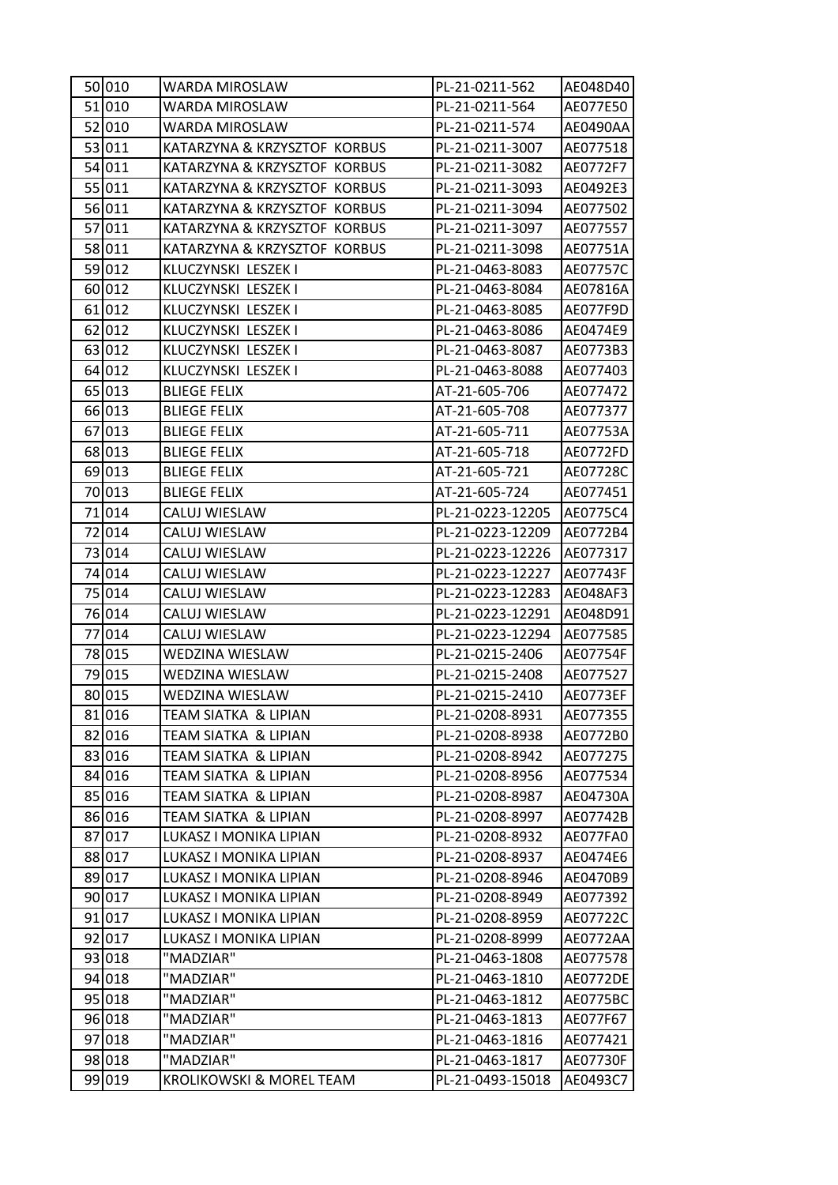| | | | | |
|---|---|---|---|---|
| 50 | 010 | WARDA MIROSLAW | PL-21-0211-562 | AE048D40 |
| 51 | 010 | WARDA MIROSLAW | PL-21-0211-564 | AE077E50 |
| 52 | 010 | WARDA MIROSLAW | PL-21-0211-574 | AE0490AA |
| 53 | 011 | KATARZYNA & KRZYSZTOF KORBUS | PL-21-0211-3007 | AE077518 |
| 54 | 011 | KATARZYNA & KRZYSZTOF KORBUS | PL-21-0211-3082 | AE0772F7 |
| 55 | 011 | KATARZYNA & KRZYSZTOF KORBUS | PL-21-0211-3093 | AE0492E3 |
| 56 | 011 | KATARZYNA & KRZYSZTOF KORBUS | PL-21-0211-3094 | AE077502 |
| 57 | 011 | KATARZYNA & KRZYSZTOF KORBUS | PL-21-0211-3097 | AE077557 |
| 58 | 011 | KATARZYNA & KRZYSZTOF KORBUS | PL-21-0211-3098 | AE07751A |
| 59 | 012 | KLUCZYNSKI LESZEK I | PL-21-0463-8083 | AE07757C |
| 60 | 012 | KLUCZYNSKI LESZEK I | PL-21-0463-8084 | AE07816A |
| 61 | 012 | KLUCZYNSKI LESZEK I | PL-21-0463-8085 | AE077F9D |
| 62 | 012 | KLUCZYNSKI LESZEK I | PL-21-0463-8086 | AE0474E9 |
| 63 | 012 | KLUCZYNSKI LESZEK I | PL-21-0463-8087 | AE0773B3 |
| 64 | 012 | KLUCZYNSKI LESZEK I | PL-21-0463-8088 | AE077403 |
| 65 | 013 | BLIEGE FELIX | AT-21-605-706 | AE077472 |
| 66 | 013 | BLIEGE FELIX | AT-21-605-708 | AE077377 |
| 67 | 013 | BLIEGE FELIX | AT-21-605-711 | AE07753A |
| 68 | 013 | BLIEGE FELIX | AT-21-605-718 | AE0772FD |
| 69 | 013 | BLIEGE FELIX | AT-21-605-721 | AE07728C |
| 70 | 013 | BLIEGE FELIX | AT-21-605-724 | AE077451 |
| 71 | 014 | CALUJ WIESLAW | PL-21-0223-12205 | AE0775C4 |
| 72 | 014 | CALUJ WIESLAW | PL-21-0223-12209 | AE0772B4 |
| 73 | 014 | CALUJ WIESLAW | PL-21-0223-12226 | AE077317 |
| 74 | 014 | CALUJ WIESLAW | PL-21-0223-12227 | AE07743F |
| 75 | 014 | CALUJ WIESLAW | PL-21-0223-12283 | AE048AF3 |
| 76 | 014 | CALUJ WIESLAW | PL-21-0223-12291 | AE048D91 |
| 77 | 014 | CALUJ WIESLAW | PL-21-0223-12294 | AE077585 |
| 78 | 015 | WEDZINA WIESLAW | PL-21-0215-2406 | AE07754F |
| 79 | 015 | WEDZINA WIESLAW | PL-21-0215-2408 | AE077527 |
| 80 | 015 | WEDZINA WIESLAW | PL-21-0215-2410 | AE0773EF |
| 81 | 016 | TEAM SIATKA & LIPIAN | PL-21-0208-8931 | AE077355 |
| 82 | 016 | TEAM SIATKA & LIPIAN | PL-21-0208-8938 | AE0772B0 |
| 83 | 016 | TEAM SIATKA & LIPIAN | PL-21-0208-8942 | AE077275 |
| 84 | 016 | TEAM SIATKA & LIPIAN | PL-21-0208-8956 | AE077534 |
| 85 | 016 | TEAM SIATKA & LIPIAN | PL-21-0208-8987 | AE04730A |
| 86 | 016 | TEAM SIATKA & LIPIAN | PL-21-0208-8997 | AE07742B |
| 87 | 017 | LUKASZ I MONIKA LIPIAN | PL-21-0208-8932 | AE077FA0 |
| 88 | 017 | LUKASZ I MONIKA LIPIAN | PL-21-0208-8937 | AE0474E6 |
| 89 | 017 | LUKASZ I MONIKA LIPIAN | PL-21-0208-8946 | AE0470B9 |
| 90 | 017 | LUKASZ I MONIKA LIPIAN | PL-21-0208-8949 | AE077392 |
| 91 | 017 | LUKASZ I MONIKA LIPIAN | PL-21-0208-8959 | AE07722C |
| 92 | 017 | LUKASZ I MONIKA LIPIAN | PL-21-0208-8999 | AE0772AA |
| 93 | 018 | "MADZIAR" | PL-21-0463-1808 | AE077578 |
| 94 | 018 | "MADZIAR" | PL-21-0463-1810 | AE0772DE |
| 95 | 018 | "MADZIAR" | PL-21-0463-1812 | AE0775BC |
| 96 | 018 | "MADZIAR" | PL-21-0463-1813 | AE077F67 |
| 97 | 018 | "MADZIAR" | PL-21-0463-1816 | AE077421 |
| 98 | 018 | "MADZIAR" | PL-21-0463-1817 | AE07730F |
| 99 | 019 | KROLIKOWSKI & MOREL TEAM | PL-21-0493-15018 | AE0493C7 |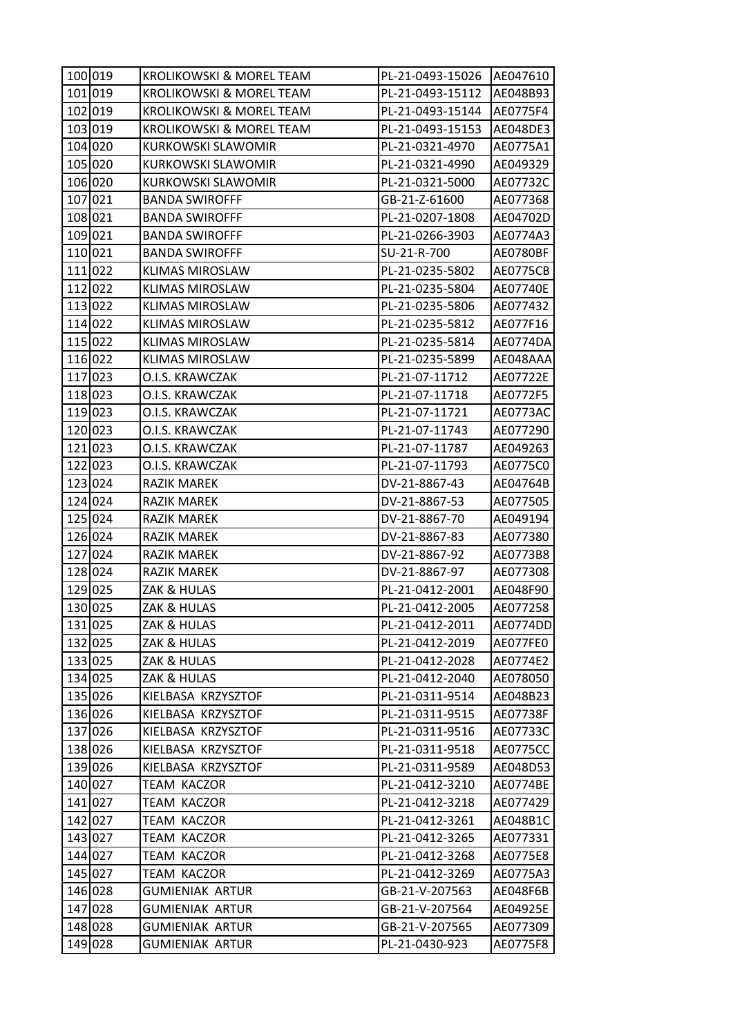| 100 | 019 | KROLIKOWSKI & MOREL TEAM | PL-21-0493-15026 | AE047610 |
|---|---|---|---|---|
| 101 | 019 | KROLIKOWSKI & MOREL TEAM | PL-21-0493-15112 | AE048B93 |
| 102 | 019 | KROLIKOWSKI & MOREL TEAM | PL-21-0493-15144 | AE0775F4 |
| 103 | 019 | KROLIKOWSKI & MOREL TEAM | PL-21-0493-15153 | AE048DE3 |
| 104 | 020 | KURKOWSKI SLAWOMIR | PL-21-0321-4970 | AE0775A1 |
| 105 | 020 | KURKOWSKI SLAWOMIR | PL-21-0321-4990 | AE049329 |
| 106 | 020 | KURKOWSKI SLAWOMIR | PL-21-0321-5000 | AE07732C |
| 107 | 021 | BANDA SWIROFFF | GB-21-Z-61600 | AE077368 |
| 108 | 021 | BANDA SWIROFFF | PL-21-0207-1808 | AE04702D |
| 109 | 021 | BANDA SWIROFFF | PL-21-0266-3903 | AE0774A3 |
| 110 | 021 | BANDA SWIROFFF | SU-21-R-700 | AE0780BF |
| 111 | 022 | KLIMAS MIROSLAW | PL-21-0235-5802 | AE0775CB |
| 112 | 022 | KLIMAS MIROSLAW | PL-21-0235-5804 | AE07740E |
| 113 | 022 | KLIMAS MIROSLAW | PL-21-0235-5806 | AE077432 |
| 114 | 022 | KLIMAS MIROSLAW | PL-21-0235-5812 | AE077F16 |
| 115 | 022 | KLIMAS MIROSLAW | PL-21-0235-5814 | AE0774DA |
| 116 | 022 | KLIMAS MIROSLAW | PL-21-0235-5899 | AE048AAA |
| 117 | 023 | O.I.S. KRAWCZAK | PL-21-07-11712 | AE07722E |
| 118 | 023 | O.I.S. KRAWCZAK | PL-21-07-11718 | AE0772F5 |
| 119 | 023 | O.I.S. KRAWCZAK | PL-21-07-11721 | AE0773AC |
| 120 | 023 | O.I.S. KRAWCZAK | PL-21-07-11743 | AE077290 |
| 121 | 023 | O.I.S. KRAWCZAK | PL-21-07-11787 | AE049263 |
| 122 | 023 | O.I.S. KRAWCZAK | PL-21-07-11793 | AE0775C0 |
| 123 | 024 | RAZIK MAREK | DV-21-8867-43 | AE04764B |
| 124 | 024 | RAZIK MAREK | DV-21-8867-53 | AE077505 |
| 125 | 024 | RAZIK MAREK | DV-21-8867-70 | AE049194 |
| 126 | 024 | RAZIK MAREK | DV-21-8867-83 | AE077380 |
| 127 | 024 | RAZIK MAREK | DV-21-8867-92 | AE0773B8 |
| 128 | 024 | RAZIK MAREK | DV-21-8867-97 | AE077308 |
| 129 | 025 | ZAK & HULAS | PL-21-0412-2001 | AE048F90 |
| 130 | 025 | ZAK & HULAS | PL-21-0412-2005 | AE077258 |
| 131 | 025 | ZAK & HULAS | PL-21-0412-2011 | AE0774DD |
| 132 | 025 | ZAK & HULAS | PL-21-0412-2019 | AE077FE0 |
| 133 | 025 | ZAK & HULAS | PL-21-0412-2028 | AE0774E2 |
| 134 | 025 | ZAK & HULAS | PL-21-0412-2040 | AE078050 |
| 135 | 026 | KIELBASA KRZYSZTOF | PL-21-0311-9514 | AE048B23 |
| 136 | 026 | KIELBASA KRZYSZTOF | PL-21-0311-9515 | AE07738F |
| 137 | 026 | KIELBASA KRZYSZTOF | PL-21-0311-9516 | AE07733C |
| 138 | 026 | KIELBASA KRZYSZTOF | PL-21-0311-9518 | AE0775CC |
| 139 | 026 | KIELBASA KRZYSZTOF | PL-21-0311-9589 | AE048D53 |
| 140 | 027 | TEAM KACZOR | PL-21-0412-3210 | AE0774BE |
| 141 | 027 | TEAM KACZOR | PL-21-0412-3218 | AE077429 |
| 142 | 027 | TEAM KACZOR | PL-21-0412-3261 | AE048B1C |
| 143 | 027 | TEAM KACZOR | PL-21-0412-3265 | AE077331 |
| 144 | 027 | TEAM KACZOR | PL-21-0412-3268 | AE0775E8 |
| 145 | 027 | TEAM KACZOR | PL-21-0412-3269 | AE0775A3 |
| 146 | 028 | GUMIENIAK ARTUR | GB-21-V-207563 | AE048F6B |
| 147 | 028 | GUMIENIAK ARTUR | GB-21-V-207564 | AE04925E |
| 148 | 028 | GUMIENIAK ARTUR | GB-21-V-207565 | AE077309 |
| 149 | 028 | GUMIENIAK ARTUR | PL-21-0430-923 | AE0775F8 |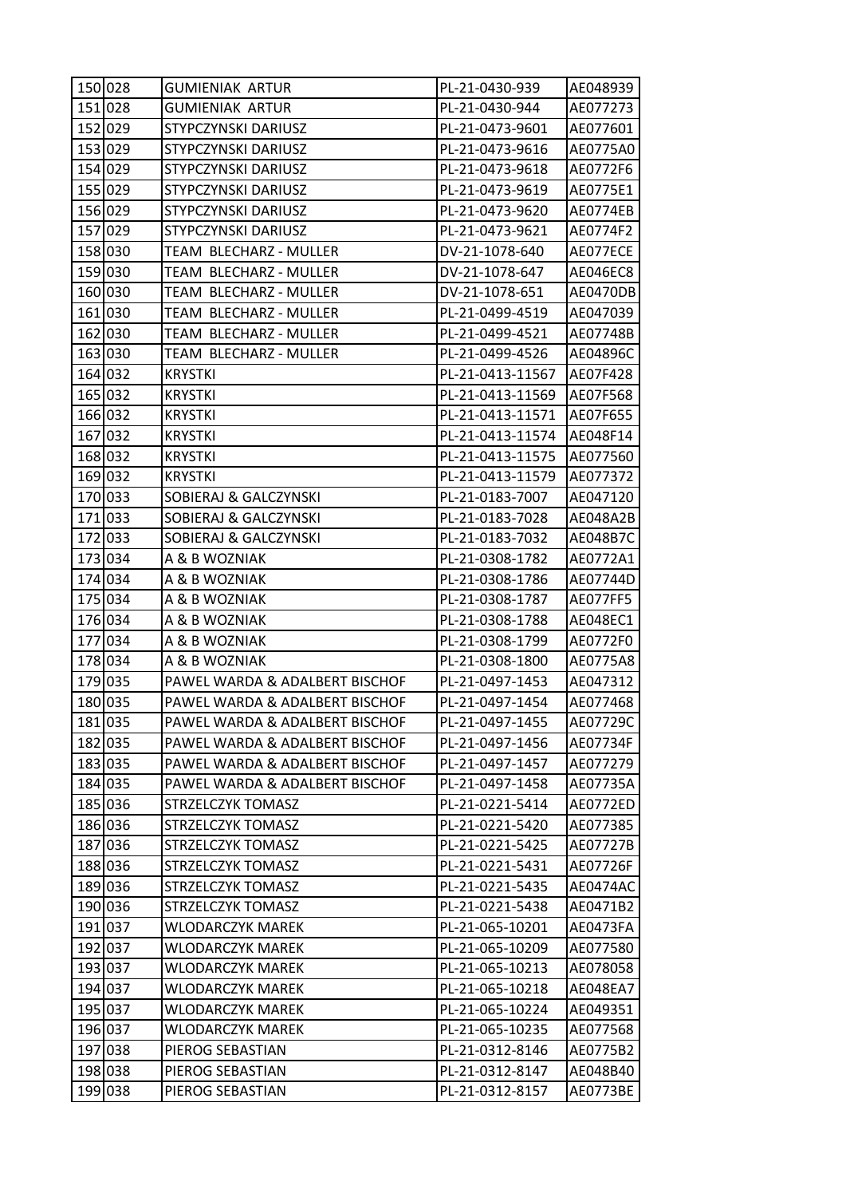| 150 | 028 | GUMIENIAK ARTUR | PL-21-0430-939 | AE048939 |
|---|---|---|---|---|
| 151 | 028 | GUMIENIAK ARTUR | PL-21-0430-944 | AE077273 |
| 152 | 029 | STYPCZYNSKI DARIUSZ | PL-21-0473-9601 | AE077601 |
| 153 | 029 | STYPCZYNSKI DARIUSZ | PL-21-0473-9616 | AE0775A0 |
| 154 | 029 | STYPCZYNSKI DARIUSZ | PL-21-0473-9618 | AE0772F6 |
| 155 | 029 | STYPCZYNSKI DARIUSZ | PL-21-0473-9619 | AE0775E1 |
| 156 | 029 | STYPCZYNSKI DARIUSZ | PL-21-0473-9620 | AE0774EB |
| 157 | 029 | STYPCZYNSKI DARIUSZ | PL-21-0473-9621 | AE0774F2 |
| 158 | 030 | TEAM BLECHARZ - MULLER | DV-21-1078-640 | AE077ECE |
| 159 | 030 | TEAM BLECHARZ - MULLER | DV-21-1078-647 | AE046EC8 |
| 160 | 030 | TEAM BLECHARZ - MULLER | DV-21-1078-651 | AE0470DB |
| 161 | 030 | TEAM BLECHARZ - MULLER | PL-21-0499-4519 | AE047039 |
| 162 | 030 | TEAM BLECHARZ - MULLER | PL-21-0499-4521 | AE07748B |
| 163 | 030 | TEAM BLECHARZ - MULLER | PL-21-0499-4526 | AE04896C |
| 164 | 032 | KRYSTKI | PL-21-0413-11567 | AE07F428 |
| 165 | 032 | KRYSTKI | PL-21-0413-11569 | AE07F568 |
| 166 | 032 | KRYSTKI | PL-21-0413-11571 | AE07F655 |
| 167 | 032 | KRYSTKI | PL-21-0413-11574 | AE048F14 |
| 168 | 032 | KRYSTKI | PL-21-0413-11575 | AE077560 |
| 169 | 032 | KRYSTKI | PL-21-0413-11579 | AE077372 |
| 170 | 033 | SOBIERAJ & GALCZYNSKI | PL-21-0183-7007 | AE047120 |
| 171 | 033 | SOBIERAJ & GALCZYNSKI | PL-21-0183-7028 | AE048A2B |
| 172 | 033 | SOBIERAJ & GALCZYNSKI | PL-21-0183-7032 | AE048B7C |
| 173 | 034 | A & B WOZNIAK | PL-21-0308-1782 | AE0772A1 |
| 174 | 034 | A & B WOZNIAK | PL-21-0308-1786 | AE07744D |
| 175 | 034 | A & B WOZNIAK | PL-21-0308-1787 | AE077FF5 |
| 176 | 034 | A & B WOZNIAK | PL-21-0308-1788 | AE048EC1 |
| 177 | 034 | A & B WOZNIAK | PL-21-0308-1799 | AE0772F0 |
| 178 | 034 | A & B WOZNIAK | PL-21-0308-1800 | AE0775A8 |
| 179 | 035 | PAWEL WARDA & ADALBERT BISCHOF | PL-21-0497-1453 | AE047312 |
| 180 | 035 | PAWEL WARDA & ADALBERT BISCHOF | PL-21-0497-1454 | AE077468 |
| 181 | 035 | PAWEL WARDA & ADALBERT BISCHOF | PL-21-0497-1455 | AE07729C |
| 182 | 035 | PAWEL WARDA & ADALBERT BISCHOF | PL-21-0497-1456 | AE07734F |
| 183 | 035 | PAWEL WARDA & ADALBERT BISCHOF | PL-21-0497-1457 | AE077279 |
| 184 | 035 | PAWEL WARDA & ADALBERT BISCHOF | PL-21-0497-1458 | AE07735A |
| 185 | 036 | STRZELCZYK TOMASZ | PL-21-0221-5414 | AE0772ED |
| 186 | 036 | STRZELCZYK TOMASZ | PL-21-0221-5420 | AE077385 |
| 187 | 036 | STRZELCZYK TOMASZ | PL-21-0221-5425 | AE07727B |
| 188 | 036 | STRZELCZYK TOMASZ | PL-21-0221-5431 | AE07726F |
| 189 | 036 | STRZELCZYK TOMASZ | PL-21-0221-5435 | AE0474AC |
| 190 | 036 | STRZELCZYK TOMASZ | PL-21-0221-5438 | AE0471B2 |
| 191 | 037 | WLODARCZYK MAREK | PL-21-065-10201 | AE0473FA |
| 192 | 037 | WLODARCZYK MAREK | PL-21-065-10209 | AE077580 |
| 193 | 037 | WLODARCZYK MAREK | PL-21-065-10213 | AE078058 |
| 194 | 037 | WLODARCZYK MAREK | PL-21-065-10218 | AE048EA7 |
| 195 | 037 | WLODARCZYK MAREK | PL-21-065-10224 | AE049351 |
| 196 | 037 | WLODARCZYK MAREK | PL-21-065-10235 | AE077568 |
| 197 | 038 | PIEROG SEBASTIAN | PL-21-0312-8146 | AE0775B2 |
| 198 | 038 | PIEROG SEBASTIAN | PL-21-0312-8147 | AE048B40 |
| 199 | 038 | PIEROG SEBASTIAN | PL-21-0312-8157 | AE0773BE |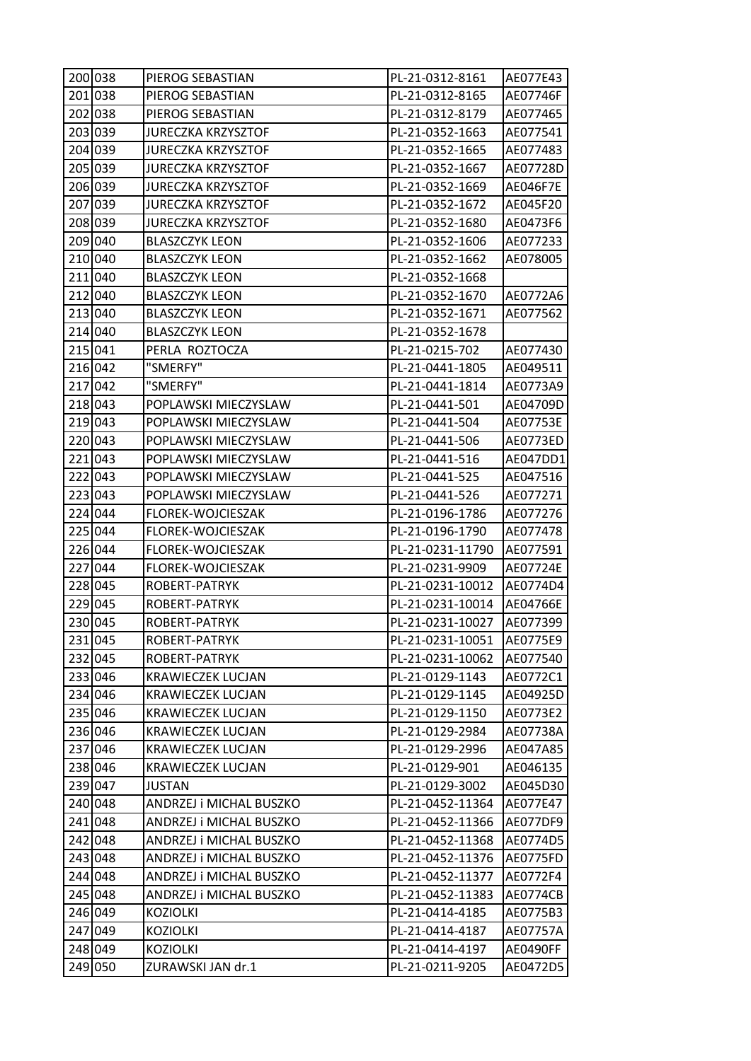| 200 | 038 | PIEROG SEBASTIAN | PL-21-0312-8161 | AE077E43 |
|---|---|---|---|---|
| 201 | 038 | PIEROG SEBASTIAN | PL-21-0312-8165 | AE07746F |
| 202 | 038 | PIEROG SEBASTIAN | PL-21-0312-8179 | AE077465 |
| 203 | 039 | JURECZKA KRZYSZTOF | PL-21-0352-1663 | AE077541 |
| 204 | 039 | JURECZKA KRZYSZTOF | PL-21-0352-1665 | AE077483 |
| 205 | 039 | JURECZKA KRZYSZTOF | PL-21-0352-1667 | AE07728D |
| 206 | 039 | JURECZKA KRZYSZTOF | PL-21-0352-1669 | AE046F7E |
| 207 | 039 | JURECZKA KRZYSZTOF | PL-21-0352-1672 | AE045F20 |
| 208 | 039 | JURECZKA KRZYSZTOF | PL-21-0352-1680 | AE0473F6 |
| 209 | 040 | BLASZCZYK LEON | PL-21-0352-1606 | AE077233 |
| 210 | 040 | BLASZCZYK LEON | PL-21-0352-1662 | AE078005 |
| 211 | 040 | BLASZCZYK LEON | PL-21-0352-1668 | |
| 212 | 040 | BLASZCZYK LEON | PL-21-0352-1670 | AE0772A6 |
| 213 | 040 | BLASZCZYK LEON | PL-21-0352-1671 | AE077562 |
| 214 | 040 | BLASZCZYK LEON | PL-21-0352-1678 | |
| 215 | 041 | PERLA ROZTOCZA | PL-21-0215-702 | AE077430 |
| 216 | 042 | "SMERFY" | PL-21-0441-1805 | AE049511 |
| 217 | 042 | "SMERFY" | PL-21-0441-1814 | AE0773A9 |
| 218 | 043 | POPLAWSKI MIECZYSLAW | PL-21-0441-501 | AE04709D |
| 219 | 043 | POPLAWSKI MIECZYSLAW | PL-21-0441-504 | AE07753E |
| 220 | 043 | POPLAWSKI MIECZYSLAW | PL-21-0441-506 | AE0773ED |
| 221 | 043 | POPLAWSKI MIECZYSLAW | PL-21-0441-516 | AE047DD1 |
| 222 | 043 | POPLAWSKI MIECZYSLAW | PL-21-0441-525 | AE047516 |
| 223 | 043 | POPLAWSKI MIECZYSLAW | PL-21-0441-526 | AE077271 |
| 224 | 044 | FLOREK-WOJCIESZAK | PL-21-0196-1786 | AE077276 |
| 225 | 044 | FLOREK-WOJCIESZAK | PL-21-0196-1790 | AE077478 |
| 226 | 044 | FLOREK-WOJCIESZAK | PL-21-0231-11790 | AE077591 |
| 227 | 044 | FLOREK-WOJCIESZAK | PL-21-0231-9909 | AE07724E |
| 228 | 045 | ROBERT-PATRYK | PL-21-0231-10012 | AE0774D4 |
| 229 | 045 | ROBERT-PATRYK | PL-21-0231-10014 | AE04766E |
| 230 | 045 | ROBERT-PATRYK | PL-21-0231-10027 | AE077399 |
| 231 | 045 | ROBERT-PATRYK | PL-21-0231-10051 | AE0775E9 |
| 232 | 045 | ROBERT-PATRYK | PL-21-0231-10062 | AE077540 |
| 233 | 046 | KRAWIECZEK LUCJAN | PL-21-0129-1143 | AE0772C1 |
| 234 | 046 | KRAWIECZEK LUCJAN | PL-21-0129-1145 | AE04925D |
| 235 | 046 | KRAWIECZEK LUCJAN | PL-21-0129-1150 | AE0773E2 |
| 236 | 046 | KRAWIECZEK LUCJAN | PL-21-0129-2984 | AE07738A |
| 237 | 046 | KRAWIECZEK LUCJAN | PL-21-0129-2996 | AE047A85 |
| 238 | 046 | KRAWIECZEK LUCJAN | PL-21-0129-901 | AE046135 |
| 239 | 047 | JUSTAN | PL-21-0129-3002 | AE045D30 |
| 240 | 048 | ANDRZEJ i MICHAL BUSZKO | PL-21-0452-11364 | AE077E47 |
| 241 | 048 | ANDRZEJ i MICHAL BUSZKO | PL-21-0452-11366 | AE077DF9 |
| 242 | 048 | ANDRZEJ i MICHAL BUSZKO | PL-21-0452-11368 | AE0774D5 |
| 243 | 048 | ANDRZEJ i MICHAL BUSZKO | PL-21-0452-11376 | AE0775FD |
| 244 | 048 | ANDRZEJ i MICHAL BUSZKO | PL-21-0452-11377 | AE0772F4 |
| 245 | 048 | ANDRZEJ i MICHAL BUSZKO | PL-21-0452-11383 | AE0774CB |
| 246 | 049 | KOZIOLKI | PL-21-0414-4185 | AE0775B3 |
| 247 | 049 | KOZIOLKI | PL-21-0414-4187 | AE07757A |
| 248 | 049 | KOZIOLKI | PL-21-0414-4197 | AE0490FF |
| 249 | 050 | ZURAWSKI JAN dr.1 | PL-21-0211-9205 | AE0472D5 |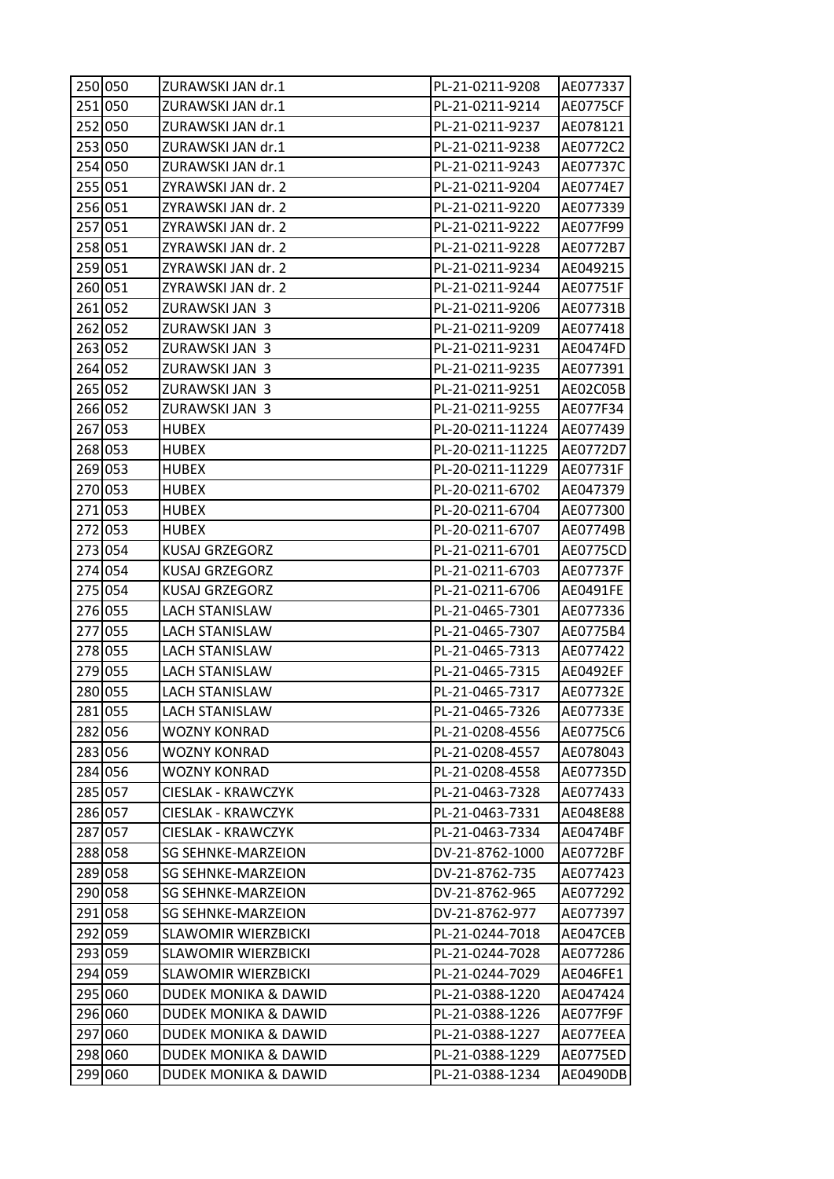| | | | | |
|---|---|---|---|---|
| 250 | 050 | ZURAWSKI JAN dr.1 | PL-21-0211-9208 | AE077337 |
| 251 | 050 | ZURAWSKI JAN dr.1 | PL-21-0211-9214 | AE0775CF |
| 252 | 050 | ZURAWSKI JAN dr.1 | PL-21-0211-9237 | AE078121 |
| 253 | 050 | ZURAWSKI JAN dr.1 | PL-21-0211-9238 | AE0772C2 |
| 254 | 050 | ZURAWSKI JAN dr.1 | PL-21-0211-9243 | AE07737C |
| 255 | 051 | ZYRAWSKI JAN dr. 2 | PL-21-0211-9204 | AE0774E7 |
| 256 | 051 | ZYRAWSKI JAN dr. 2 | PL-21-0211-9220 | AE077339 |
| 257 | 051 | ZYRAWSKI JAN dr. 2 | PL-21-0211-9222 | AE077F99 |
| 258 | 051 | ZYRAWSKI JAN dr. 2 | PL-21-0211-9228 | AE0772B7 |
| 259 | 051 | ZYRAWSKI JAN dr. 2 | PL-21-0211-9234 | AE049215 |
| 260 | 051 | ZYRAWSKI JAN dr. 2 | PL-21-0211-9244 | AE07751F |
| 261 | 052 | ZURAWSKI JAN 3 | PL-21-0211-9206 | AE07731B |
| 262 | 052 | ZURAWSKI JAN 3 | PL-21-0211-9209 | AE077418 |
| 263 | 052 | ZURAWSKI JAN 3 | PL-21-0211-9231 | AE0474FD |
| 264 | 052 | ZURAWSKI JAN 3 | PL-21-0211-9235 | AE077391 |
| 265 | 052 | ZURAWSKI JAN 3 | PL-21-0211-9251 | AE02C05B |
| 266 | 052 | ZURAWSKI JAN 3 | PL-21-0211-9255 | AE077F34 |
| 267 | 053 | HUBEX | PL-20-0211-11224 | AE077439 |
| 268 | 053 | HUBEX | PL-20-0211-11225 | AE0772D7 |
| 269 | 053 | HUBEX | PL-20-0211-11229 | AE07731F |
| 270 | 053 | HUBEX | PL-20-0211-6702 | AE047379 |
| 271 | 053 | HUBEX | PL-20-0211-6704 | AE077300 |
| 272 | 053 | HUBEX | PL-20-0211-6707 | AE07749B |
| 273 | 054 | KUSAJ GRZEGORZ | PL-21-0211-6701 | AE0775CD |
| 274 | 054 | KUSAJ GRZEGORZ | PL-21-0211-6703 | AE07737F |
| 275 | 054 | KUSAJ GRZEGORZ | PL-21-0211-6706 | AE0491FE |
| 276 | 055 | LACH STANISLAW | PL-21-0465-7301 | AE077336 |
| 277 | 055 | LACH STANISLAW | PL-21-0465-7307 | AE0775B4 |
| 278 | 055 | LACH STANISLAW | PL-21-0465-7313 | AE077422 |
| 279 | 055 | LACH STANISLAW | PL-21-0465-7315 | AE0492EF |
| 280 | 055 | LACH STANISLAW | PL-21-0465-7317 | AE07732E |
| 281 | 055 | LACH STANISLAW | PL-21-0465-7326 | AE07733E |
| 282 | 056 | WOZNY KONRAD | PL-21-0208-4556 | AE0775C6 |
| 283 | 056 | WOZNY KONRAD | PL-21-0208-4557 | AE078043 |
| 284 | 056 | WOZNY KONRAD | PL-21-0208-4558 | AE07735D |
| 285 | 057 | CIESLAK - KRAWCZYK | PL-21-0463-7328 | AE077433 |
| 286 | 057 | CIESLAK - KRAWCZYK | PL-21-0463-7331 | AE048E88 |
| 287 | 057 | CIESLAK - KRAWCZYK | PL-21-0463-7334 | AE0474BF |
| 288 | 058 | SG SEHNKE-MARZEION | DV-21-8762-1000 | AE0772BF |
| 289 | 058 | SG SEHNKE-MARZEION | DV-21-8762-735 | AE077423 |
| 290 | 058 | SG SEHNKE-MARZEION | DV-21-8762-965 | AE077292 |
| 291 | 058 | SG SEHNKE-MARZEION | DV-21-8762-977 | AE077397 |
| 292 | 059 | SLAWOMIR WIERZBICKI | PL-21-0244-7018 | AE047CEB |
| 293 | 059 | SLAWOMIR WIERZBICKI | PL-21-0244-7028 | AE077286 |
| 294 | 059 | SLAWOMIR WIERZBICKI | PL-21-0244-7029 | AE046FE1 |
| 295 | 060 | DUDEK MONIKA & DAWID | PL-21-0388-1220 | AE047424 |
| 296 | 060 | DUDEK MONIKA & DAWID | PL-21-0388-1226 | AE077F9F |
| 297 | 060 | DUDEK MONIKA & DAWID | PL-21-0388-1227 | AE077EEA |
| 298 | 060 | DUDEK MONIKA & DAWID | PL-21-0388-1229 | AE0775ED |
| 299 | 060 | DUDEK MONIKA & DAWID | PL-21-0388-1234 | AE0490DB |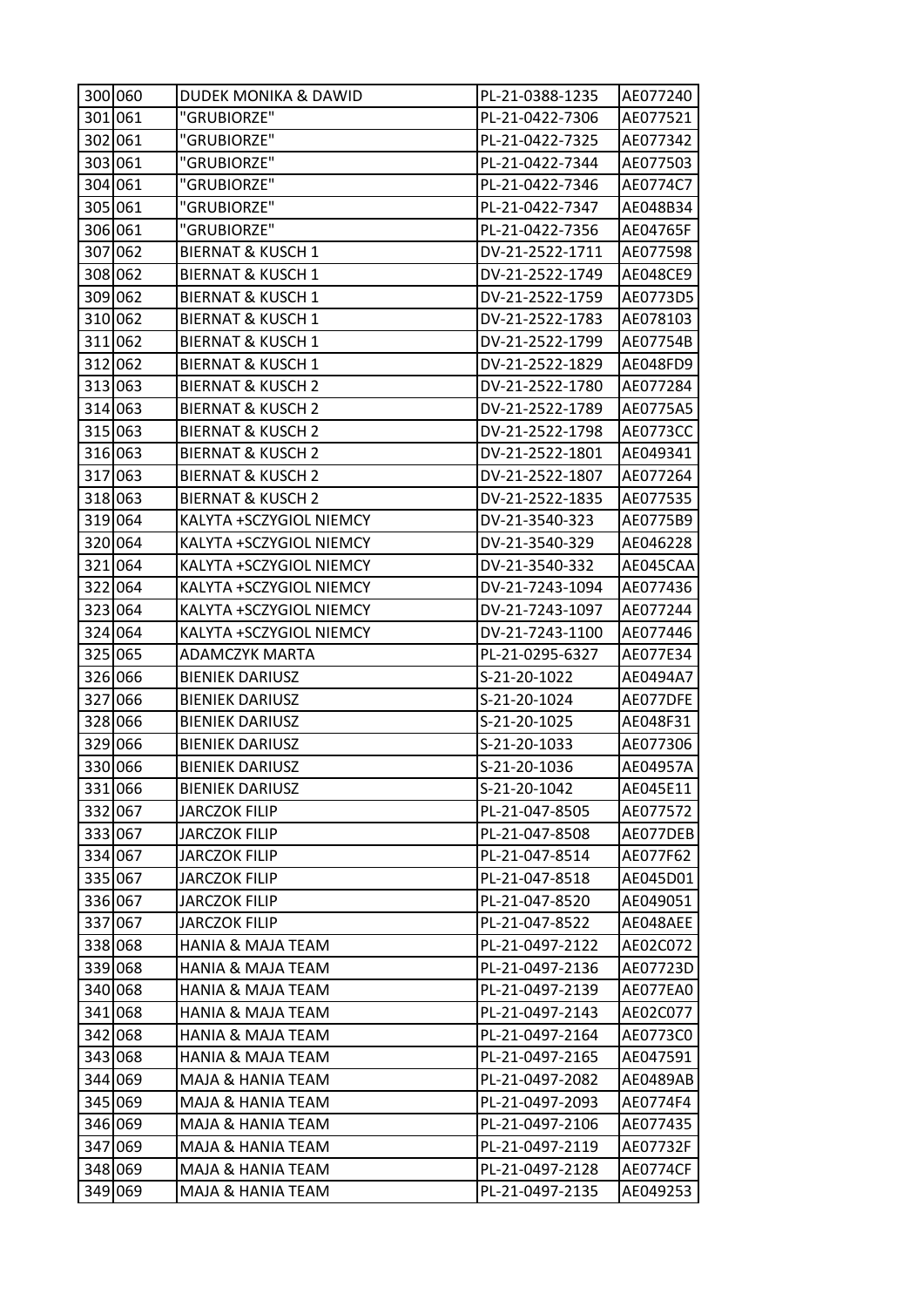| | | | | |
|---|---|---|---|---|
| 300 | 060 | DUDEK MONIKA & DAWID | PL-21-0388-1235 | AE077240 |
| 301 | 061 | "GRUBIORZE" | PL-21-0422-7306 | AE077521 |
| 302 | 061 | "GRUBIORZE" | PL-21-0422-7325 | AE077342 |
| 303 | 061 | "GRUBIORZE" | PL-21-0422-7344 | AE077503 |
| 304 | 061 | "GRUBIORZE" | PL-21-0422-7346 | AE0774C7 |
| 305 | 061 | "GRUBIORZE" | PL-21-0422-7347 | AE048B34 |
| 306 | 061 | "GRUBIORZE" | PL-21-0422-7356 | AE04765F |
| 307 | 062 | BIERNAT & KUSCH 1 | DV-21-2522-1711 | AE077598 |
| 308 | 062 | BIERNAT & KUSCH 1 | DV-21-2522-1749 | AE048CE9 |
| 309 | 062 | BIERNAT & KUSCH 1 | DV-21-2522-1759 | AE0773D5 |
| 310 | 062 | BIERNAT & KUSCH 1 | DV-21-2522-1783 | AE078103 |
| 311 | 062 | BIERNAT & KUSCH 1 | DV-21-2522-1799 | AE07754B |
| 312 | 062 | BIERNAT & KUSCH 1 | DV-21-2522-1829 | AE048FD9 |
| 313 | 063 | BIERNAT & KUSCH 2 | DV-21-2522-1780 | AE077284 |
| 314 | 063 | BIERNAT & KUSCH 2 | DV-21-2522-1789 | AE0775A5 |
| 315 | 063 | BIERNAT & KUSCH 2 | DV-21-2522-1798 | AE0773CC |
| 316 | 063 | BIERNAT & KUSCH 2 | DV-21-2522-1801 | AE049341 |
| 317 | 063 | BIERNAT & KUSCH 2 | DV-21-2522-1807 | AE077264 |
| 318 | 063 | BIERNAT & KUSCH 2 | DV-21-2522-1835 | AE077535 |
| 319 | 064 | KALYTA +SCZYGIOL NIEMCY | DV-21-3540-323 | AE0775B9 |
| 320 | 064 | KALYTA +SCZYGIOL NIEMCY | DV-21-3540-329 | AE046228 |
| 321 | 064 | KALYTA +SCZYGIOL NIEMCY | DV-21-3540-332 | AE045CAA |
| 322 | 064 | KALYTA +SCZYGIOL NIEMCY | DV-21-7243-1094 | AE077436 |
| 323 | 064 | KALYTA +SCZYGIOL NIEMCY | DV-21-7243-1097 | AE077244 |
| 324 | 064 | KALYTA +SCZYGIOL NIEMCY | DV-21-7243-1100 | AE077446 |
| 325 | 065 | ADAMCZYK MARTA | PL-21-0295-6327 | AE077E34 |
| 326 | 066 | BIENIEK DARIUSZ | S-21-20-1022 | AE0494A7 |
| 327 | 066 | BIENIEK DARIUSZ | S-21-20-1024 | AE077DFE |
| 328 | 066 | BIENIEK DARIUSZ | S-21-20-1025 | AE048F31 |
| 329 | 066 | BIENIEK DARIUSZ | S-21-20-1033 | AE077306 |
| 330 | 066 | BIENIEK DARIUSZ | S-21-20-1036 | AE04957A |
| 331 | 066 | BIENIEK DARIUSZ | S-21-20-1042 | AE045E11 |
| 332 | 067 | JARCZOK FILIP | PL-21-047-8505 | AE077572 |
| 333 | 067 | JARCZOK FILIP | PL-21-047-8508 | AE077DEB |
| 334 | 067 | JARCZOK FILIP | PL-21-047-8514 | AE077F62 |
| 335 | 067 | JARCZOK FILIP | PL-21-047-8518 | AE045D01 |
| 336 | 067 | JARCZOK FILIP | PL-21-047-8520 | AE049051 |
| 337 | 067 | JARCZOK FILIP | PL-21-047-8522 | AE048AEE |
| 338 | 068 | HANIA & MAJA TEAM | PL-21-0497-2122 | AE02C072 |
| 339 | 068 | HANIA & MAJA TEAM | PL-21-0497-2136 | AE07723D |
| 340 | 068 | HANIA & MAJA TEAM | PL-21-0497-2139 | AE077EA0 |
| 341 | 068 | HANIA & MAJA TEAM | PL-21-0497-2143 | AE02C077 |
| 342 | 068 | HANIA & MAJA TEAM | PL-21-0497-2164 | AE0773C0 |
| 343 | 068 | HANIA & MAJA TEAM | PL-21-0497-2165 | AE047591 |
| 344 | 069 | MAJA & HANIA TEAM | PL-21-0497-2082 | AE0489AB |
| 345 | 069 | MAJA & HANIA TEAM | PL-21-0497-2093 | AE0774F4 |
| 346 | 069 | MAJA & HANIA TEAM | PL-21-0497-2106 | AE077435 |
| 347 | 069 | MAJA & HANIA TEAM | PL-21-0497-2119 | AE07732F |
| 348 | 069 | MAJA & HANIA TEAM | PL-21-0497-2128 | AE0774CF |
| 349 | 069 | MAJA & HANIA TEAM | PL-21-0497-2135 | AE049253 |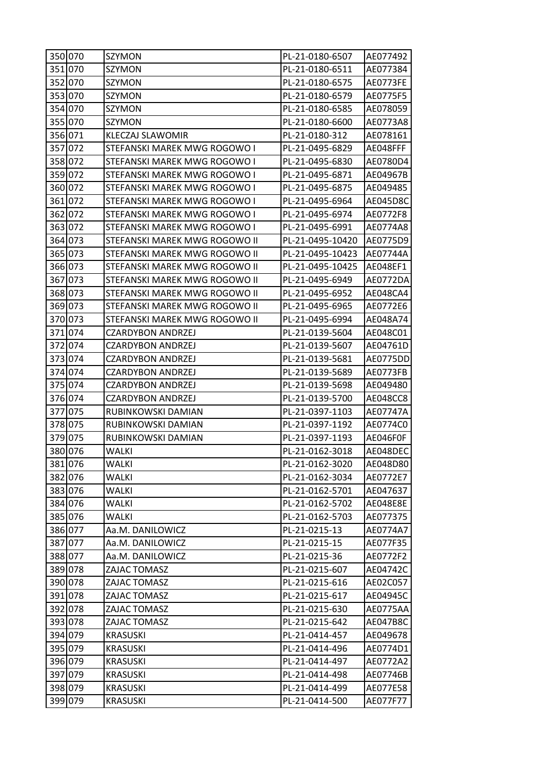| | | | | |
|---|---|---|---|---|
| 350 | 070 | SZYMON | PL-21-0180-6507 | AE077492 |
| 351 | 070 | SZYMON | PL-21-0180-6511 | AE077384 |
| 352 | 070 | SZYMON | PL-21-0180-6575 | AE0773FE |
| 353 | 070 | SZYMON | PL-21-0180-6579 | AE0775F5 |
| 354 | 070 | SZYMON | PL-21-0180-6585 | AE078059 |
| 355 | 070 | SZYMON | PL-21-0180-6600 | AE0773A8 |
| 356 | 071 | KLECZAJ SLAWOMIR | PL-21-0180-312 | AE078161 |
| 357 | 072 | STEFANSKI MAREK MWG ROGOWO I | PL-21-0495-6829 | AE048FFF |
| 358 | 072 | STEFANSKI MAREK MWG ROGOWO I | PL-21-0495-6830 | AE0780D4 |
| 359 | 072 | STEFANSKI MAREK MWG ROGOWO I | PL-21-0495-6871 | AE04967B |
| 360 | 072 | STEFANSKI MAREK MWG ROGOWO I | PL-21-0495-6875 | AE049485 |
| 361 | 072 | STEFANSKI MAREK MWG ROGOWO I | PL-21-0495-6964 | AE045D8C |
| 362 | 072 | STEFANSKI MAREK MWG ROGOWO I | PL-21-0495-6974 | AE0772F8 |
| 363 | 072 | STEFANSKI MAREK MWG ROGOWO I | PL-21-0495-6991 | AE0774A8 |
| 364 | 073 | STEFANSKI MAREK MWG ROGOWO II | PL-21-0495-10420 | AE0775D9 |
| 365 | 073 | STEFANSKI MAREK MWG ROGOWO II | PL-21-0495-10423 | AE07744A |
| 366 | 073 | STEFANSKI MAREK MWG ROGOWO II | PL-21-0495-10425 | AE048EF1 |
| 367 | 073 | STEFANSKI MAREK MWG ROGOWO II | PL-21-0495-6949 | AE0772DA |
| 368 | 073 | STEFANSKI MAREK MWG ROGOWO II | PL-21-0495-6952 | AE048CA4 |
| 369 | 073 | STEFANSKI MAREK MWG ROGOWO II | PL-21-0495-6965 | AE0772E6 |
| 370 | 073 | STEFANSKI MAREK MWG ROGOWO II | PL-21-0495-6994 | AE048A74 |
| 371 | 074 | CZARDYBON ANDRZEJ | PL-21-0139-5604 | AE048C01 |
| 372 | 074 | CZARDYBON ANDRZEJ | PL-21-0139-5607 | AE04761D |
| 373 | 074 | CZARDYBON ANDRZEJ | PL-21-0139-5681 | AE0775DD |
| 374 | 074 | CZARDYBON ANDRZEJ | PL-21-0139-5689 | AE0773FB |
| 375 | 074 | CZARDYBON ANDRZEJ | PL-21-0139-5698 | AE049480 |
| 376 | 074 | CZARDYBON ANDRZEJ | PL-21-0139-5700 | AE048CC8 |
| 377 | 075 | RUBINKOWSKI DAMIAN | PL-21-0397-1103 | AE07747A |
| 378 | 075 | RUBINKOWSKI DAMIAN | PL-21-0397-1192 | AE0774C0 |
| 379 | 075 | RUBINKOWSKI DAMIAN | PL-21-0397-1193 | AE046F0F |
| 380 | 076 | WALKI | PL-21-0162-3018 | AE048DEC |
| 381 | 076 | WALKI | PL-21-0162-3020 | AE048D80 |
| 382 | 076 | WALKI | PL-21-0162-3034 | AE0772E7 |
| 383 | 076 | WALKI | PL-21-0162-5701 | AE047637 |
| 384 | 076 | WALKI | PL-21-0162-5702 | AE048E8E |
| 385 | 076 | WALKI | PL-21-0162-5703 | AE077375 |
| 386 | 077 | Aa.M. DANILOWICZ | PL-21-0215-13 | AE0774A7 |
| 387 | 077 | Aa.M. DANILOWICZ | PL-21-0215-15 | AE077F35 |
| 388 | 077 | Aa.M. DANILOWICZ | PL-21-0215-36 | AE0772F2 |
| 389 | 078 | ZAJAC TOMASZ | PL-21-0215-607 | AE04742C |
| 390 | 078 | ZAJAC TOMASZ | PL-21-0215-616 | AE02C057 |
| 391 | 078 | ZAJAC TOMASZ | PL-21-0215-617 | AE04945C |
| 392 | 078 | ZAJAC TOMASZ | PL-21-0215-630 | AE0775AA |
| 393 | 078 | ZAJAC TOMASZ | PL-21-0215-642 | AE047B8C |
| 394 | 079 | KRASUSKI | PL-21-0414-457 | AE049678 |
| 395 | 079 | KRASUSKI | PL-21-0414-496 | AE0774D1 |
| 396 | 079 | KRASUSKI | PL-21-0414-497 | AE0772A2 |
| 397 | 079 | KRASUSKI | PL-21-0414-498 | AE07746B |
| 398 | 079 | KRASUSKI | PL-21-0414-499 | AE077E58 |
| 399 | 079 | KRASUSKI | PL-21-0414-500 | AE077F77 |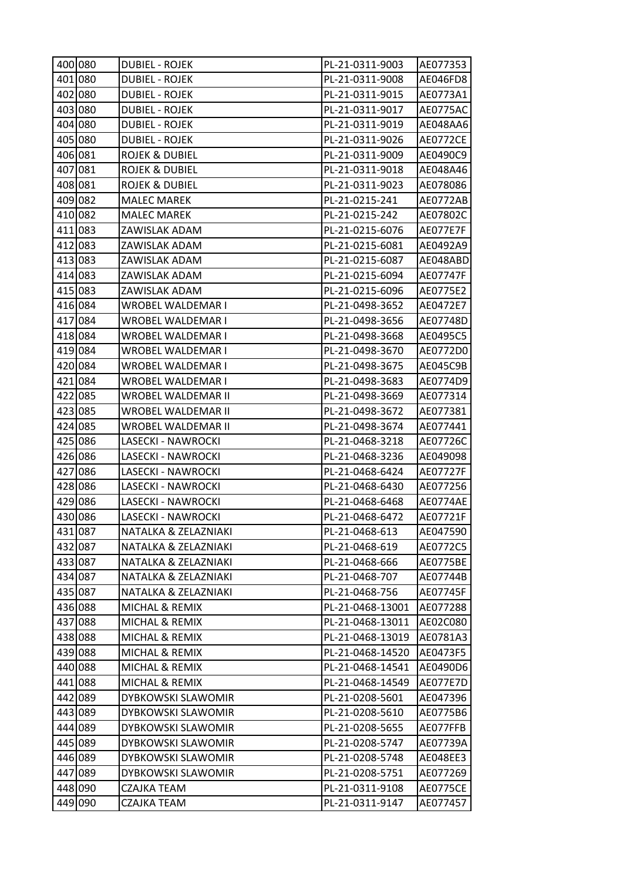| | | | | |
|---|---|---|---|---|
| 400 | 080 | DUBIEL - ROJEK | PL-21-0311-9003 | AE077353 |
| 401 | 080 | DUBIEL - ROJEK | PL-21-0311-9008 | AE046FD8 |
| 402 | 080 | DUBIEL - ROJEK | PL-21-0311-9015 | AE0773A1 |
| 403 | 080 | DUBIEL - ROJEK | PL-21-0311-9017 | AE0775AC |
| 404 | 080 | DUBIEL - ROJEK | PL-21-0311-9019 | AE048AA6 |
| 405 | 080 | DUBIEL - ROJEK | PL-21-0311-9026 | AE0772CE |
| 406 | 081 | ROJEK & DUBIEL | PL-21-0311-9009 | AE0490C9 |
| 407 | 081 | ROJEK & DUBIEL | PL-21-0311-9018 | AE048A46 |
| 408 | 081 | ROJEK & DUBIEL | PL-21-0311-9023 | AE078086 |
| 409 | 082 | MALEC MAREK | PL-21-0215-241 | AE0772AB |
| 410 | 082 | MALEC MAREK | PL-21-0215-242 | AE07802C |
| 411 | 083 | ZAWISLAK ADAM | PL-21-0215-6076 | AE077E7F |
| 412 | 083 | ZAWISLAK ADAM | PL-21-0215-6081 | AE0492A9 |
| 413 | 083 | ZAWISLAK ADAM | PL-21-0215-6087 | AE048ABD |
| 414 | 083 | ZAWISLAK ADAM | PL-21-0215-6094 | AE07747F |
| 415 | 083 | ZAWISLAK ADAM | PL-21-0215-6096 | AE0775E2 |
| 416 | 084 | WROBEL WALDEMAR I | PL-21-0498-3652 | AE0472E7 |
| 417 | 084 | WROBEL WALDEMAR I | PL-21-0498-3656 | AE07748D |
| 418 | 084 | WROBEL WALDEMAR I | PL-21-0498-3668 | AE0495C5 |
| 419 | 084 | WROBEL WALDEMAR I | PL-21-0498-3670 | AE0772D0 |
| 420 | 084 | WROBEL WALDEMAR I | PL-21-0498-3675 | AE045C9B |
| 421 | 084 | WROBEL WALDEMAR I | PL-21-0498-3683 | AE0774D9 |
| 422 | 085 | WROBEL WALDEMAR II | PL-21-0498-3669 | AE077314 |
| 423 | 085 | WROBEL WALDEMAR II | PL-21-0498-3672 | AE077381 |
| 424 | 085 | WROBEL WALDEMAR II | PL-21-0498-3674 | AE077441 |
| 425 | 086 | LASECKI - NAWROCKI | PL-21-0468-3218 | AE07726C |
| 426 | 086 | LASECKI - NAWROCKI | PL-21-0468-3236 | AE049098 |
| 427 | 086 | LASECKI - NAWROCKI | PL-21-0468-6424 | AE07727F |
| 428 | 086 | LASECKI - NAWROCKI | PL-21-0468-6430 | AE077256 |
| 429 | 086 | LASECKI - NAWROCKI | PL-21-0468-6468 | AE0774AE |
| 430 | 086 | LASECKI - NAWROCKI | PL-21-0468-6472 | AE07721F |
| 431 | 087 | NATALKA & ZELAZNIAKI | PL-21-0468-613 | AE047590 |
| 432 | 087 | NATALKA & ZELAZNIAKI | PL-21-0468-619 | AE0772C5 |
| 433 | 087 | NATALKA & ZELAZNIAKI | PL-21-0468-666 | AE0775BE |
| 434 | 087 | NATALKA & ZELAZNIAKI | PL-21-0468-707 | AE07744B |
| 435 | 087 | NATALKA & ZELAZNIAKI | PL-21-0468-756 | AE07745F |
| 436 | 088 | MICHAL & REMIX | PL-21-0468-13001 | AE077288 |
| 437 | 088 | MICHAL & REMIX | PL-21-0468-13011 | AE02C080 |
| 438 | 088 | MICHAL & REMIX | PL-21-0468-13019 | AE0781A3 |
| 439 | 088 | MICHAL & REMIX | PL-21-0468-14520 | AE0473F5 |
| 440 | 088 | MICHAL & REMIX | PL-21-0468-14541 | AE0490D6 |
| 441 | 088 | MICHAL & REMIX | PL-21-0468-14549 | AE077E7D |
| 442 | 089 | DYBKOWSKI SLAWOMIR | PL-21-0208-5601 | AE047396 |
| 443 | 089 | DYBKOWSKI SLAWOMIR | PL-21-0208-5610 | AE0775B6 |
| 444 | 089 | DYBKOWSKI SLAWOMIR | PL-21-0208-5655 | AE077FFB |
| 445 | 089 | DYBKOWSKI SLAWOMIR | PL-21-0208-5747 | AE07739A |
| 446 | 089 | DYBKOWSKI SLAWOMIR | PL-21-0208-5748 | AE048EE3 |
| 447 | 089 | DYBKOWSKI SLAWOMIR | PL-21-0208-5751 | AE077269 |
| 448 | 090 | CZAJKA TEAM | PL-21-0311-9108 | AE0775CE |
| 449 | 090 | CZAJKA TEAM | PL-21-0311-9147 | AE077457 |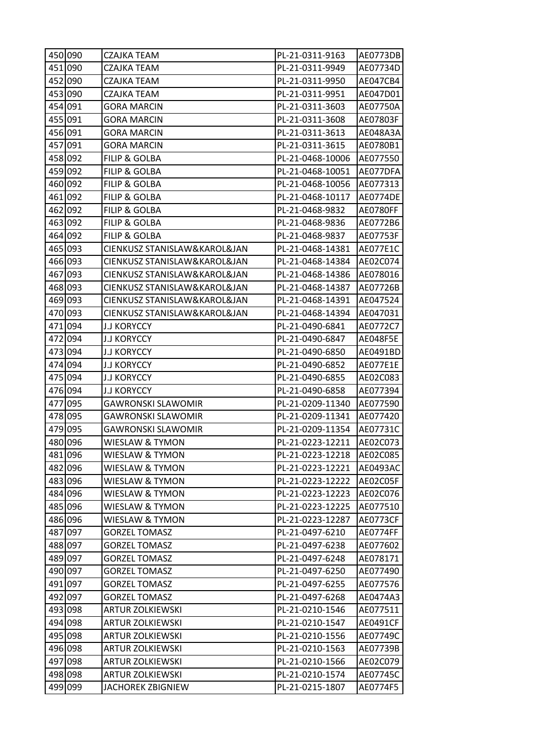| | | | | |
|---|---|---|---|---|
| 450 | 090 | CZAJKA TEAM | PL-21-0311-9163 | AE0773DB |
| 451 | 090 | CZAJKA TEAM | PL-21-0311-9949 | AE07734D |
| 452 | 090 | CZAJKA TEAM | PL-21-0311-9950 | AE047CB4 |
| 453 | 090 | CZAJKA TEAM | PL-21-0311-9951 | AE047D01 |
| 454 | 091 | GORA MARCIN | PL-21-0311-3603 | AE07750A |
| 455 | 091 | GORA MARCIN | PL-21-0311-3608 | AE07803F |
| 456 | 091 | GORA MARCIN | PL-21-0311-3613 | AE048A3A |
| 457 | 091 | GORA MARCIN | PL-21-0311-3615 | AE0780B1 |
| 458 | 092 | FILIP & GOLBA | PL-21-0468-10006 | AE077550 |
| 459 | 092 | FILIP & GOLBA | PL-21-0468-10051 | AE077DFA |
| 460 | 092 | FILIP & GOLBA | PL-21-0468-10056 | AE077313 |
| 461 | 092 | FILIP & GOLBA | PL-21-0468-10117 | AE0774DE |
| 462 | 092 | FILIP & GOLBA | PL-21-0468-9832 | AE0780FF |
| 463 | 092 | FILIP & GOLBA | PL-21-0468-9836 | AE0772B6 |
| 464 | 092 | FILIP & GOLBA | PL-21-0468-9837 | AE07753F |
| 465 | 093 | CIENKUSZ STANISLAW&KAROL&JAN | PL-21-0468-14381 | AE077E1C |
| 466 | 093 | CIENKUSZ STANISLAW&KAROL&JAN | PL-21-0468-14384 | AE02C074 |
| 467 | 093 | CIENKUSZ STANISLAW&KAROL&JAN | PL-21-0468-14386 | AE078016 |
| 468 | 093 | CIENKUSZ STANISLAW&KAROL&JAN | PL-21-0468-14387 | AE07726B |
| 469 | 093 | CIENKUSZ STANISLAW&KAROL&JAN | PL-21-0468-14391 | AE047524 |
| 470 | 093 | CIENKUSZ STANISLAW&KAROL&JAN | PL-21-0468-14394 | AE047031 |
| 471 | 094 | J.J KORYCCY | PL-21-0490-6841 | AE0772C7 |
| 472 | 094 | J.J KORYCCY | PL-21-0490-6847 | AE048F5E |
| 473 | 094 | J.J KORYCCY | PL-21-0490-6850 | AE0491BD |
| 474 | 094 | J.J KORYCCY | PL-21-0490-6852 | AE077E1E |
| 475 | 094 | J.J KORYCCY | PL-21-0490-6855 | AE02C083 |
| 476 | 094 | J.J KORYCCY | PL-21-0490-6858 | AE077394 |
| 477 | 095 | GAWRONSKI SLAWOMIR | PL-21-0209-11340 | AE077590 |
| 478 | 095 | GAWRONSKI SLAWOMIR | PL-21-0209-11341 | AE077420 |
| 479 | 095 | GAWRONSKI SLAWOMIR | PL-21-0209-11354 | AE07731C |
| 480 | 096 | WIESLAW & TYMON | PL-21-0223-12211 | AE02C073 |
| 481 | 096 | WIESLAW & TYMON | PL-21-0223-12218 | AE02C085 |
| 482 | 096 | WIESLAW & TYMON | PL-21-0223-12221 | AE0493AC |
| 483 | 096 | WIESLAW & TYMON | PL-21-0223-12222 | AE02C05F |
| 484 | 096 | WIESLAW & TYMON | PL-21-0223-12223 | AE02C076 |
| 485 | 096 | WIESLAW & TYMON | PL-21-0223-12225 | AE077510 |
| 486 | 096 | WIESLAW & TYMON | PL-21-0223-12287 | AE0773CF |
| 487 | 097 | GORZEL TOMASZ | PL-21-0497-6210 | AE0774FF |
| 488 | 097 | GORZEL TOMASZ | PL-21-0497-6238 | AE077602 |
| 489 | 097 | GORZEL TOMASZ | PL-21-0497-6248 | AE078171 |
| 490 | 097 | GORZEL TOMASZ | PL-21-0497-6250 | AE077490 |
| 491 | 097 | GORZEL TOMASZ | PL-21-0497-6255 | AE077576 |
| 492 | 097 | GORZEL TOMASZ | PL-21-0497-6268 | AE0474A3 |
| 493 | 098 | ARTUR ZOLKIEWSKI | PL-21-0210-1546 | AE077511 |
| 494 | 098 | ARTUR ZOLKIEWSKI | PL-21-0210-1547 | AE0491CF |
| 495 | 098 | ARTUR ZOLKIEWSKI | PL-21-0210-1556 | AE07749C |
| 496 | 098 | ARTUR ZOLKIEWSKI | PL-21-0210-1563 | AE07739B |
| 497 | 098 | ARTUR ZOLKIEWSKI | PL-21-0210-1566 | AE02C079 |
| 498 | 098 | ARTUR ZOLKIEWSKI | PL-21-0210-1574 | AE07745C |
| 499 | 099 | JACHOREK ZBIGNIEW | PL-21-0215-1807 | AE0774F5 |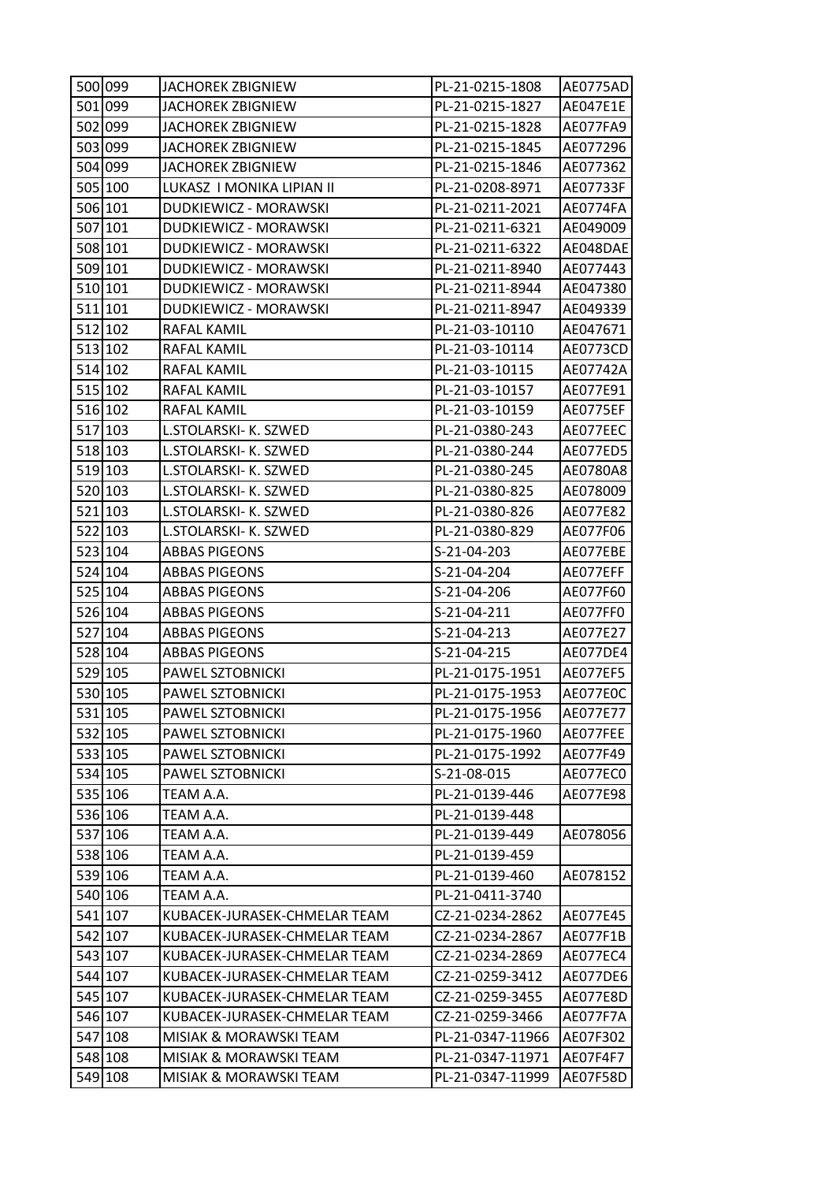| | | | | |
|---|---|---|---|---|
| 500 | 099 | JACHOREK ZBIGNIEW | PL-21-0215-1808 | AE0775AD |
| 501 | 099 | JACHOREK ZBIGNIEW | PL-21-0215-1827 | AE047E1E |
| 502 | 099 | JACHOREK ZBIGNIEW | PL-21-0215-1828 | AE077FA9 |
| 503 | 099 | JACHOREK ZBIGNIEW | PL-21-0215-1845 | AE077296 |
| 504 | 099 | JACHOREK ZBIGNIEW | PL-21-0215-1846 | AE077362 |
| 505 | 100 | LUKASZ I MONIKA LIPIAN II | PL-21-0208-8971 | AE07733F |
| 506 | 101 | DUDKIEWICZ - MORAWSKI | PL-21-0211-2021 | AE0774FA |
| 507 | 101 | DUDKIEWICZ - MORAWSKI | PL-21-0211-6321 | AE049009 |
| 508 | 101 | DUDKIEWICZ - MORAWSKI | PL-21-0211-6322 | AE048DAE |
| 509 | 101 | DUDKIEWICZ - MORAWSKI | PL-21-0211-8940 | AE077443 |
| 510 | 101 | DUDKIEWICZ - MORAWSKI | PL-21-0211-8944 | AE047380 |
| 511 | 101 | DUDKIEWICZ - MORAWSKI | PL-21-0211-8947 | AE049339 |
| 512 | 102 | RAFAL KAMIL | PL-21-03-10110 | AE047671 |
| 513 | 102 | RAFAL KAMIL | PL-21-03-10114 | AE0773CD |
| 514 | 102 | RAFAL KAMIL | PL-21-03-10115 | AE07742A |
| 515 | 102 | RAFAL KAMIL | PL-21-03-10157 | AE077E91 |
| 516 | 102 | RAFAL KAMIL | PL-21-03-10159 | AE0775EF |
| 517 | 103 | L.STOLARSKI- K. SZWED | PL-21-0380-243 | AE077EEC |
| 518 | 103 | L.STOLARSKI- K. SZWED | PL-21-0380-244 | AE077ED5 |
| 519 | 103 | L.STOLARSKI- K. SZWED | PL-21-0380-245 | AE0780A8 |
| 520 | 103 | L.STOLARSKI- K. SZWED | PL-21-0380-825 | AE078009 |
| 521 | 103 | L.STOLARSKI- K. SZWED | PL-21-0380-826 | AE077E82 |
| 522 | 103 | L.STOLARSKI- K. SZWED | PL-21-0380-829 | AE077F06 |
| 523 | 104 | ABBAS PIGEONS | S-21-04-203 | AE077EBE |
| 524 | 104 | ABBAS PIGEONS | S-21-04-204 | AE077EFF |
| 525 | 104 | ABBAS PIGEONS | S-21-04-206 | AE077F60 |
| 526 | 104 | ABBAS PIGEONS | S-21-04-211 | AE077FF0 |
| 527 | 104 | ABBAS PIGEONS | S-21-04-213 | AE077E27 |
| 528 | 104 | ABBAS PIGEONS | S-21-04-215 | AE077DE4 |
| 529 | 105 | PAWEL SZTOBNICKI | PL-21-0175-1951 | AE077EF5 |
| 530 | 105 | PAWEL SZTOBNICKI | PL-21-0175-1953 | AE077E0C |
| 531 | 105 | PAWEL SZTOBNICKI | PL-21-0175-1956 | AE077E77 |
| 532 | 105 | PAWEL SZTOBNICKI | PL-21-0175-1960 | AE077FEE |
| 533 | 105 | PAWEL SZTOBNICKI | PL-21-0175-1992 | AE077F49 |
| 534 | 105 | PAWEL SZTOBNICKI | S-21-08-015 | AE077EC0 |
| 535 | 106 | TEAM A.A. | PL-21-0139-446 | AE077E98 |
| 536 | 106 | TEAM A.A. | PL-21-0139-448 | |
| 537 | 106 | TEAM A.A. | PL-21-0139-449 | AE078056 |
| 538 | 106 | TEAM A.A. | PL-21-0139-459 | |
| 539 | 106 | TEAM A.A. | PL-21-0139-460 | AE078152 |
| 540 | 106 | TEAM A.A. | PL-21-0411-3740 | |
| 541 | 107 | KUBACEK-JURASEK-CHMELAR TEAM | CZ-21-0234-2862 | AE077E45 |
| 542 | 107 | KUBACEK-JURASEK-CHMELAR TEAM | CZ-21-0234-2867 | AE077F1B |
| 543 | 107 | KUBACEK-JURASEK-CHMELAR TEAM | CZ-21-0234-2869 | AE077EC4 |
| 544 | 107 | KUBACEK-JURASEK-CHMELAR TEAM | CZ-21-0259-3412 | AE077DE6 |
| 545 | 107 | KUBACEK-JURASEK-CHMELAR TEAM | CZ-21-0259-3455 | AE077E8D |
| 546 | 107 | KUBACEK-JURASEK-CHMELAR TEAM | CZ-21-0259-3466 | AE077F7A |
| 547 | 108 | MISIAK & MORAWSKI TEAM | PL-21-0347-11966 | AE07F302 |
| 548 | 108 | MISIAK & MORAWSKI TEAM | PL-21-0347-11971 | AE07F4F7 |
| 549 | 108 | MISIAK & MORAWSKI TEAM | PL-21-0347-11999 | AE07F58D |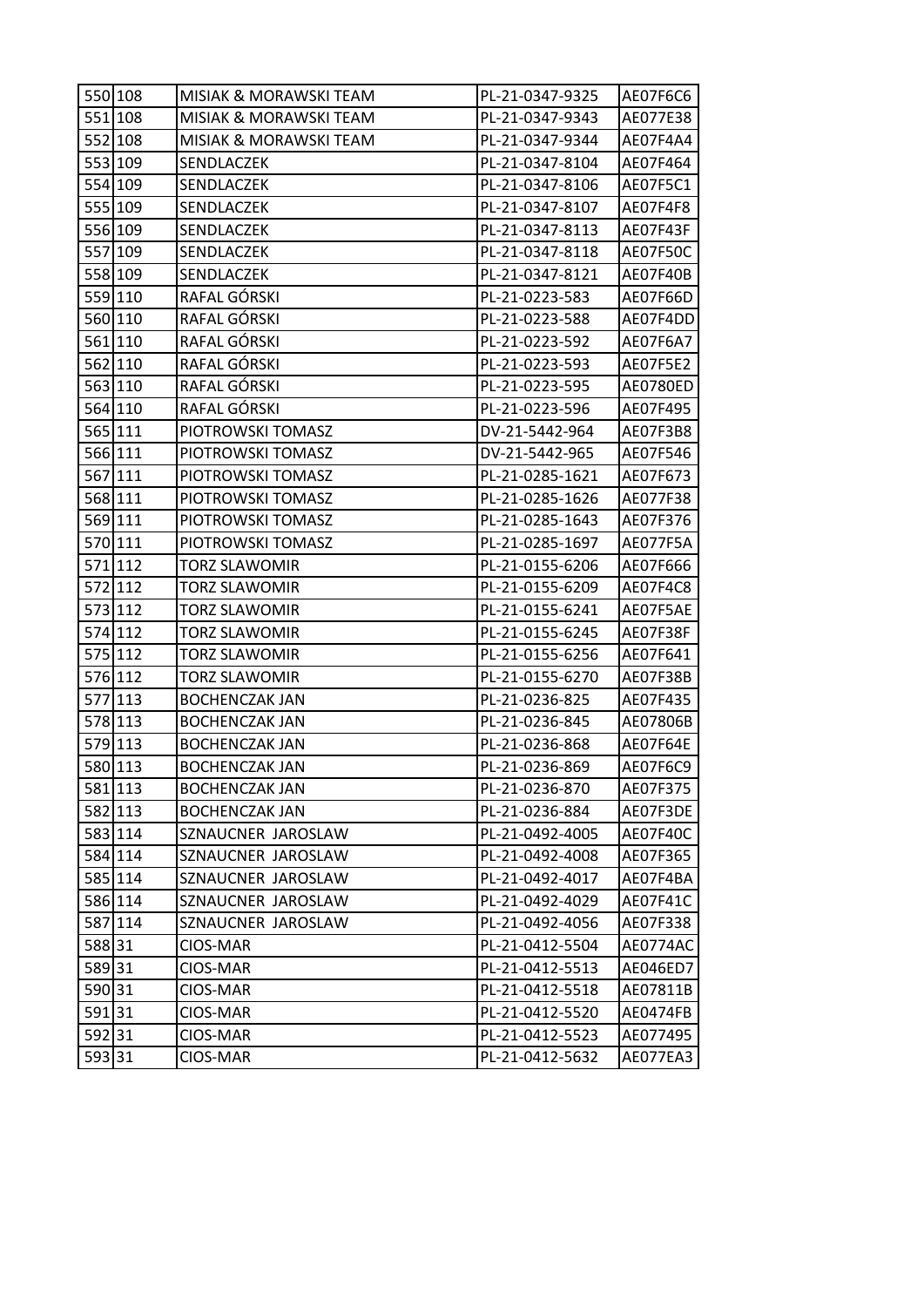| | | | | |
|---|---|---|---|---|
| 550 | 108 | MISIAK & MORAWSKI TEAM | PL-21-0347-9325 | AE07F6C6 |
| 551 | 108 | MISIAK & MORAWSKI TEAM | PL-21-0347-9343 | AE077E38 |
| 552 | 108 | MISIAK & MORAWSKI TEAM | PL-21-0347-9344 | AE07F4A4 |
| 553 | 109 | SENDLACZEK | PL-21-0347-8104 | AE07F464 |
| 554 | 109 | SENDLACZEK | PL-21-0347-8106 | AE07F5C1 |
| 555 | 109 | SENDLACZEK | PL-21-0347-8107 | AE07F4F8 |
| 556 | 109 | SENDLACZEK | PL-21-0347-8113 | AE07F43F |
| 557 | 109 | SENDLACZEK | PL-21-0347-8118 | AE07F50C |
| 558 | 109 | SENDLACZEK | PL-21-0347-8121 | AE07F40B |
| 559 | 110 | RAFAL GÓRSKI | PL-21-0223-583 | AE07F66D |
| 560 | 110 | RAFAL GÓRSKI | PL-21-0223-588 | AE07F4DD |
| 561 | 110 | RAFAL GÓRSKI | PL-21-0223-592 | AE07F6A7 |
| 562 | 110 | RAFAL GÓRSKI | PL-21-0223-593 | AE07F5E2 |
| 563 | 110 | RAFAL GÓRSKI | PL-21-0223-595 | AE0780ED |
| 564 | 110 | RAFAL GÓRSKI | PL-21-0223-596 | AE07F495 |
| 565 | 111 | PIOTROWSKI TOMASZ | DV-21-5442-964 | AE07F3B8 |
| 566 | 111 | PIOTROWSKI TOMASZ | DV-21-5442-965 | AE07F546 |
| 567 | 111 | PIOTROWSKI TOMASZ | PL-21-0285-1621 | AE07F673 |
| 568 | 111 | PIOTROWSKI TOMASZ | PL-21-0285-1626 | AE077F38 |
| 569 | 111 | PIOTROWSKI TOMASZ | PL-21-0285-1643 | AE07F376 |
| 570 | 111 | PIOTROWSKI TOMASZ | PL-21-0285-1697 | AE077F5A |
| 571 | 112 | TORZ SLAWOMIR | PL-21-0155-6206 | AE07F666 |
| 572 | 112 | TORZ SLAWOMIR | PL-21-0155-6209 | AE07F4C8 |
| 573 | 112 | TORZ SLAWOMIR | PL-21-0155-6241 | AE07F5AE |
| 574 | 112 | TORZ SLAWOMIR | PL-21-0155-6245 | AE07F38F |
| 575 | 112 | TORZ SLAWOMIR | PL-21-0155-6256 | AE07F641 |
| 576 | 112 | TORZ SLAWOMIR | PL-21-0155-6270 | AE07F38B |
| 577 | 113 | BOCHENCZAK JAN | PL-21-0236-825 | AE07F435 |
| 578 | 113 | BOCHENCZAK JAN | PL-21-0236-845 | AE07806B |
| 579 | 113 | BOCHENCZAK JAN | PL-21-0236-868 | AE07F64E |
| 580 | 113 | BOCHENCZAK JAN | PL-21-0236-869 | AE07F6C9 |
| 581 | 113 | BOCHENCZAK JAN | PL-21-0236-870 | AE07F375 |
| 582 | 113 | BOCHENCZAK JAN | PL-21-0236-884 | AE07F3DE |
| 583 | 114 | SZNAUCNER JAROSLAW | PL-21-0492-4005 | AE07F40C |
| 584 | 114 | SZNAUCNER JAROSLAW | PL-21-0492-4008 | AE07F365 |
| 585 | 114 | SZNAUCNER JAROSLAW | PL-21-0492-4017 | AE07F4BA |
| 586 | 114 | SZNAUCNER JAROSLAW | PL-21-0492-4029 | AE07F41C |
| 587 | 114 | SZNAUCNER JAROSLAW | PL-21-0492-4056 | AE07F338 |
| 588 | 31 | CIOS-MAR | PL-21-0412-5504 | AE0774AC |
| 589 | 31 | CIOS-MAR | PL-21-0412-5513 | AE046ED7 |
| 590 | 31 | CIOS-MAR | PL-21-0412-5518 | AE07811B |
| 591 | 31 | CIOS-MAR | PL-21-0412-5520 | AE0474FB |
| 592 | 31 | CIOS-MAR | PL-21-0412-5523 | AE077495 |
| 593 | 31 | CIOS-MAR | PL-21-0412-5632 | AE077EA3 |